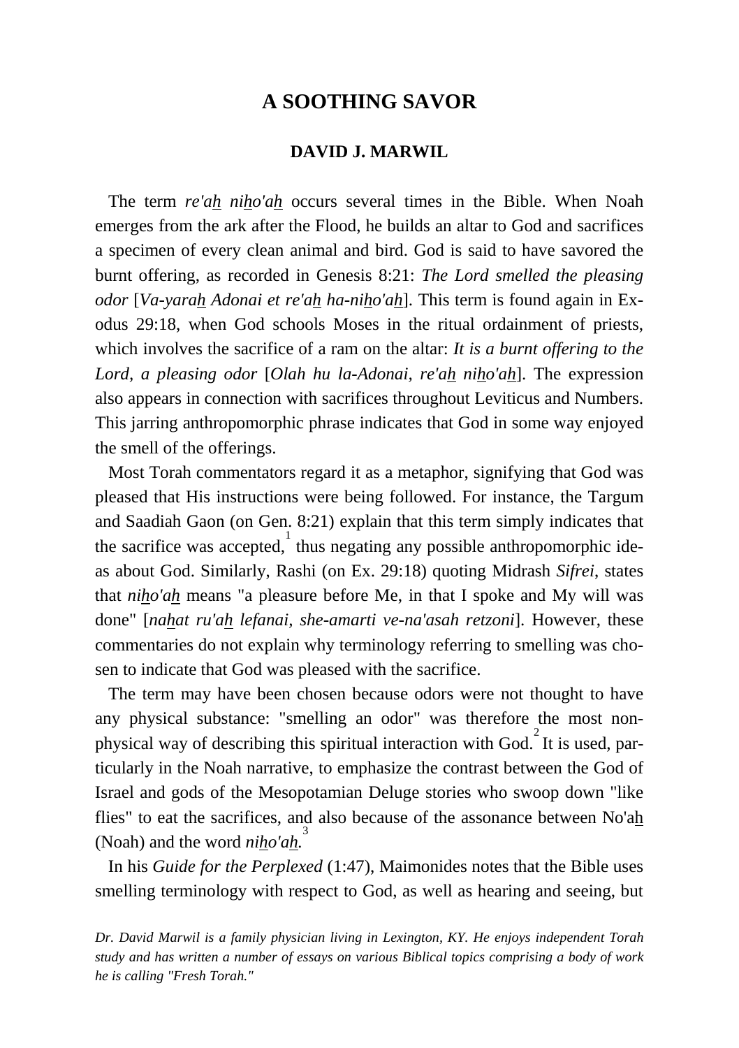# A SOOTHING SAVOR

## DAVID J. MARWIL

The term *re'ah niho'ah* occurs several times in the Bible. When Noah emerges from the ark after the Flood, he builds an altar to God and sacrifices a specimen of every clean animal and bird. God is said to have savored the burnt offering, as recorded in Genesis 8:21: *The Lord smelled the pleasing odor* [*Va-yarah Adonai et re'ah ha-niho'ah*]. This term is found again in Exodus 29:18, when God schools Moses in the ritual ordainment of priests, which involves the sacrifice of a ram on the altar: *It is a burnt offering to the Lord, a pleasing odor* [*Olah hu la-Adonai, re'ah niho'ah*]. The expression also appears in connection with sacrifices throughout Leviticus and Numbers. This jarring anthropomorphic phrase indicates that God in some way enjoyed the smell of the offerings.

Most Torah commentators regard it as a metaphor, signifying that God was pleased that His instructions were being followed. For instance, the Targum and Saadiah Gaon (on Gen. 8:21) explain that this term simply indicates that the sacrifice was accepted,[1] thus negating any possible anthropomorphic ideas about God. Similarly, Rashi (on Ex. 29:18) quoting Midrash *Sifrei*, states that *niho'ah* means "a pleasure before Me, in that I spoke and My will was done" [*nahat ru'ah lefanai, she-amarti ve-na'asah retzoni*]. However, these commentaries do not explain why terminology referring to smelling was chosen to indicate that God was pleased with the sacrifice.

The term may have been chosen because odors were not thought to have any physical substance: "smelling an odor" was therefore the most non-physical way of describing this spiritual interaction with God.[2] It is used, particularly in the Noah narrative, to emphasize the contrast between the God of Israel and gods of the Mesopotamian Deluge stories who swoop down "like flies" to eat the sacrifices, and also because of the assonance between No'ah (Noah) and the word *niho'ah.*[3]

In his *Guide for the Perplexed* (1:47), Maimonides notes that the Bible uses smelling terminology with respect to God, as well as hearing and seeing, but

*Dr. David Marwil is a family physician living in Lexington, KY. He enjoys independent Torah study and has written a number of essays on various Biblical topics comprising a body of work he is calling "Fresh Torah."*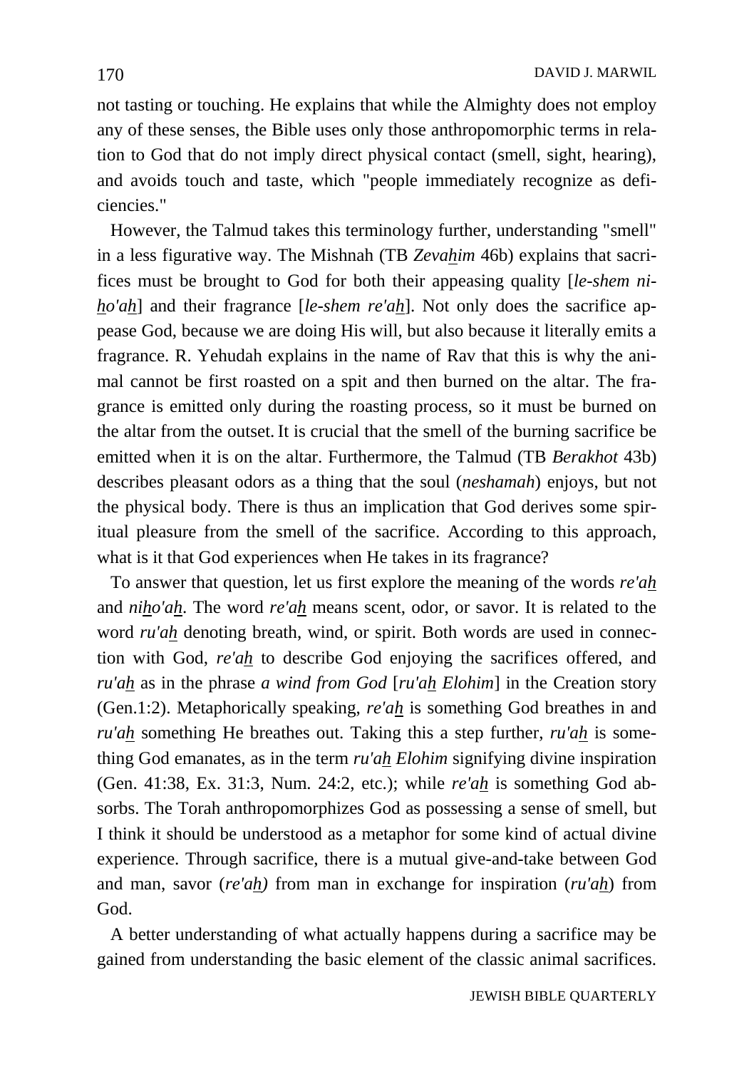not tasting or touching. He explains that while the Almighty does not employ any of these senses, the Bible uses only those anthropomorphic terms in relation to God that do not imply direct physical contact (smell, sight, hearing), and avoids touch and taste, which "people immediately recognize as deficiencies."

However, the Talmud takes this terminology further, understanding "smell" in a less figurative way. The Mishnah (TB *Zevahim* 46b) explains that sacrifices must be brought to God for both their appeasing quality [*le-shem niho'ah*] and their fragrance [*le-shem re'ah*]. Not only does the sacrifice appease God, because we are doing His will, but also because it literally emits a fragrance. R. Yehudah explains in the name of Rav that this is why the animal cannot be first roasted on a spit and then burned on the altar. The fragrance is emitted only during the roasting process, so it must be burned on the altar from the outset. It is crucial that the smell of the burning sacrifice be emitted when it is on the altar. Furthermore, the Talmud (TB *Berakhot* 43b) describes pleasant odors as a thing that the soul (*neshamah*) enjoys, but not the physical body. There is thus an implication that God derives some spiritual pleasure from the smell of the sacrifice. According to this approach, what is it that God experiences when He takes in its fragrance?

To answer that question, let us first explore the meaning of the words *re'ah* and *niho'ah*. The word *re'ah* means scent, odor, or savor. It is related to the word *ru'ah* denoting breath, wind, or spirit. Both words are used in connection with God, *re'ah* to describe God enjoying the sacrifices offered, and *ru'ah* as in the phrase *a wind from God* [*ru'ah Elohim*] in the Creation story (Gen.1:2). Metaphorically speaking, *re'ah* is something God breathes in and *ru'ah* something He breathes out. Taking this a step further, *ru'ah* is something God emanates, as in the term *ru'ah Elohim* signifying divine inspiration (Gen. 41:38, Ex. 31:3, Num. 24:2, etc.); while *re'ah* is something God absorbs. The Torah anthropomorphizes God as possessing a sense of smell, but I think it should be understood as a metaphor for some kind of actual divine experience. Through sacrifice, there is a mutual give-and-take between God and man, savor (*re'ah)* from man in exchange for inspiration (*ru'ah*) from God.

A better understanding of what actually happens during a sacrifice may be gained from understanding the basic element of the classic animal sacrifices.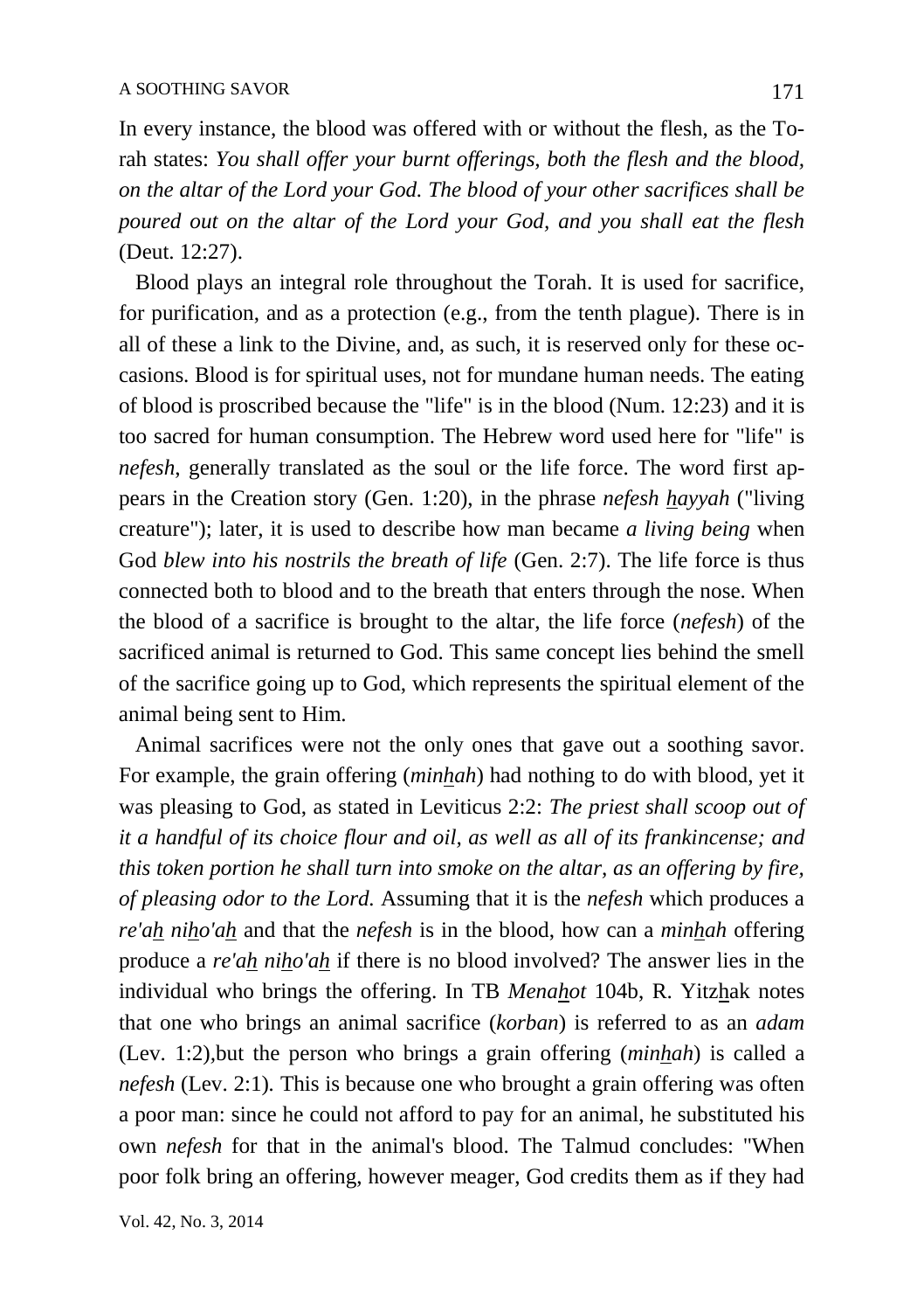In every instance, the blood was offered with or without the flesh, as the Torah states: *You shall offer your burnt offerings, both the flesh and the blood, on the altar of the Lord your God. The blood of your other sacrifices shall be poured out on the altar of the Lord your God, and you shall eat the flesh* (Deut. 12:27).

Blood plays an integral role throughout the Torah. It is used for sacrifice, for purification, and as a protection (e.g., from the tenth plague). There is in all of these a link to the Divine, and, as such, it is reserved only for these occasions. Blood is for spiritual uses, not for mundane human needs. The eating of blood is proscribed because the "life" is in the blood (Num. 12:23) and it is too sacred for human consumption. The Hebrew word used here for "life" is *nefesh*, generally translated as the soul or the life force. The word first appears in the Creation story (Gen. 1:20), in the phrase *nefesh hayyah* ("living creature"); later, it is used to describe how man became *a living being* when God *blew into his nostrils the breath of life* (Gen. 2:7). The life force is thus connected both to blood and to the breath that enters through the nose. When the blood of a sacrifice is brought to the altar, the life force (*nefesh*) of the sacrificed animal is returned to God. This same concept lies behind the smell of the sacrifice going up to God, which represents the spiritual element of the animal being sent to Him.

Animal sacrifices were not the only ones that gave out a soothing savor. For example, the grain offering (*minhah*) had nothing to do with blood, yet it was pleasing to God, as stated in Leviticus 2:2: *The priest shall scoop out of it a handful of its choice flour and oil, as well as all of its frankincense; and this token portion he shall turn into smoke on the altar, as an offering by fire, of pleasing odor to the Lord.* Assuming that it is the *nefesh* which produces a *re'ah niho'ah* and that the *nefesh* is in the blood, how can a *minhah* offering produce a *re'ah niho'ah* if there is no blood involved? The answer lies in the individual who brings the offering. In TB *Menahot* 104b, R. Yitzhak notes that one who brings an animal sacrifice (*korban*) is referred to as an *adam* (Lev. 1:2),but the person who brings a grain offering (*minhah*) is called a *nefesh* (Lev. 2:1). This is because one who brought a grain offering was often a poor man: since he could not afford to pay for an animal, he substituted his own *nefesh* for that in the animal's blood. The Talmud concludes: "When poor folk bring an offering, however meager, God credits them as if they had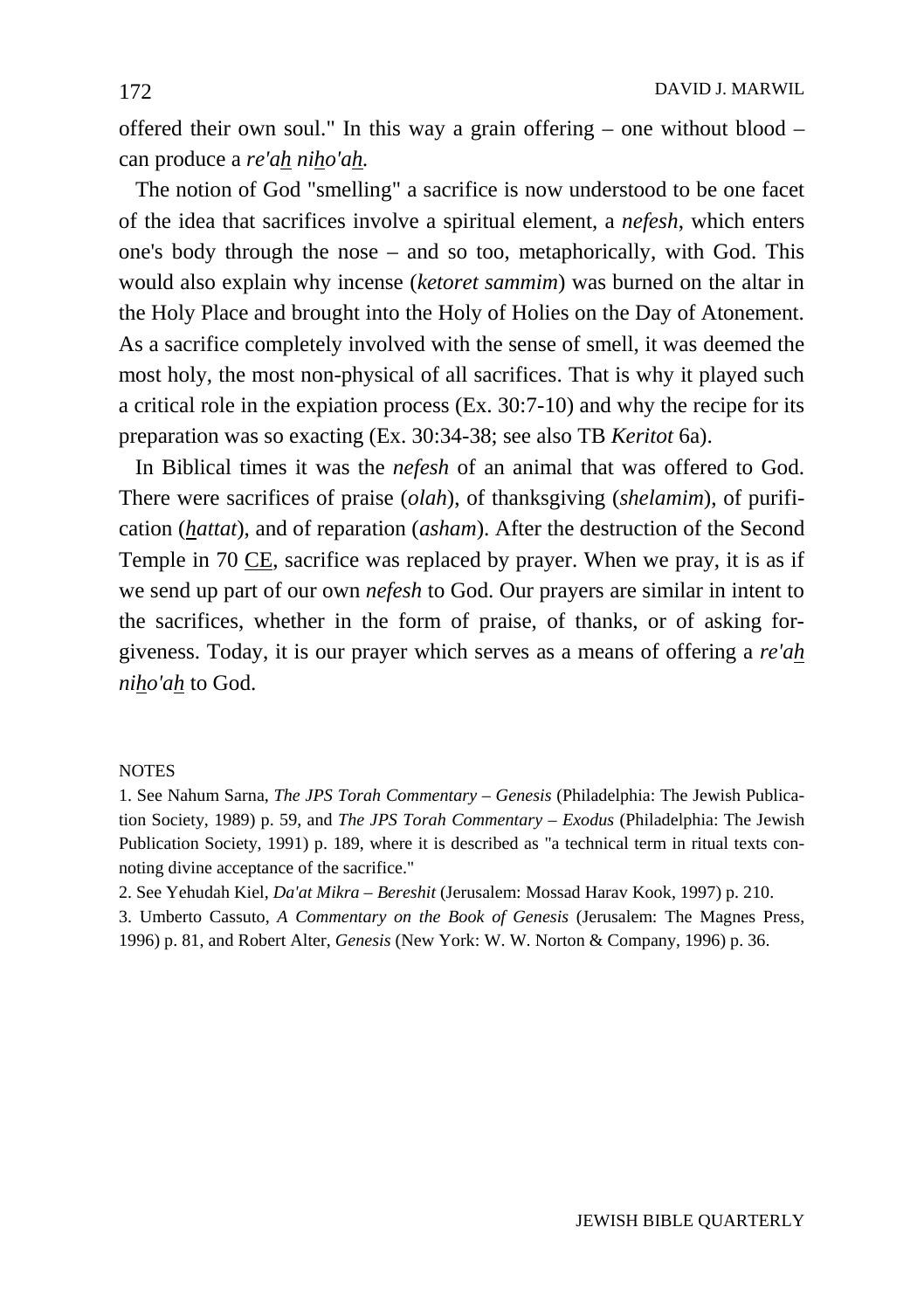offered their own soul." In this way a grain offering – one without blood – can produce a *re'ah niho'ah.*

The notion of God "smelling" a sacrifice is now understood to be one facet of the idea that sacrifices involve a spiritual element, a *nefesh*, which enters one's body through the nose – and so too, metaphorically, with God. This would also explain why incense (*ketoret sammim*) was burned on the altar in the Holy Place and brought into the Holy of Holies on the Day of Atonement. As a sacrifice completely involved with the sense of smell, it was deemed the most holy, the most non-physical of all sacrifices. That is why it played such a critical role in the expiation process (Ex. 30:7-10) and why the recipe for its preparation was so exacting (Ex. 30:34-38; see also TB *Keritot* 6a).

In Biblical times it was the *nefesh* of an animal that was offered to God. There were sacrifices of praise (*olah*), of thanksgiving (*shelamim*), of purification (*hattat*), and of reparation (*asham*). After the destruction of the Second Temple in 70 CE, sacrifice was replaced by prayer. When we pray, it is as if we send up part of our own *nefesh* to God. Our prayers are similar in intent to the sacrifices, whether in the form of praise, of thanks, or of asking forgiveness. Today, it is our prayer which serves as a means of offering a *re'ah niho'ah* to God.

NOTES

1. See Nahum Sarna, *The JPS Torah Commentary – Genesis* (Philadelphia: The Jewish Publication Society, 1989) p. 59, and *The JPS Torah Commentary – Exodus* (Philadelphia: The Jewish Publication Society, 1991) p. 189, where it is described as "a technical term in ritual texts connoting divine acceptance of the sacrifice."

2. See Yehudah Kiel, *Da'at Mikra – Bereshit* (Jerusalem: Mossad Harav Kook, 1997) p. 210.

3. Umberto Cassuto, *A Commentary on the Book of Genesis* (Jerusalem: The Magnes Press, 1996) p. 81, and Robert Alter, *Genesis* (New York: W. W. Norton & Company, 1996) p. 36.